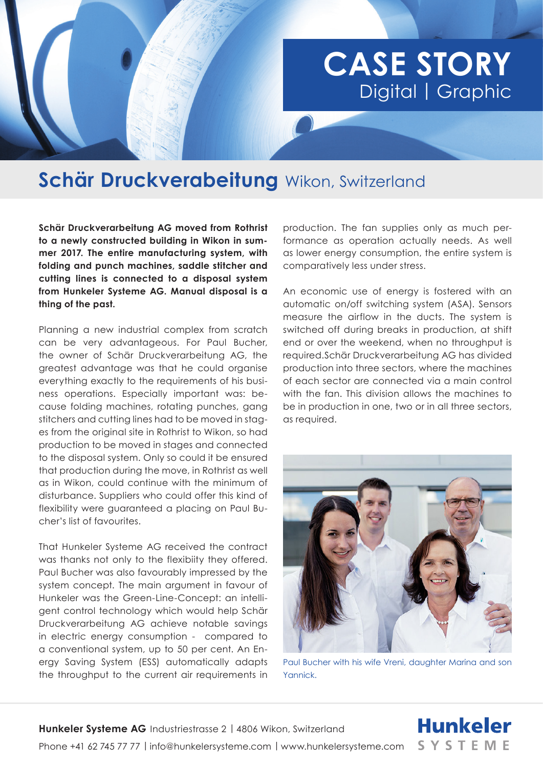# CASE STORY
Digital | Graphic

## Schär Druckverabeitung Wikon, Switzerland

**Schär Druckverarbeitung AG moved from Rothrist to a newly constructed building in Wikon in summer 2017. The entire manufacturing system, with folding and punch machines, saddle stitcher and cutting lines is connected to a disposal system from Hunkeler Systeme AG. Manual disposal is a thing of the past.**

Planning a new industrial complex from scratch can be very advantageous. For Paul Bucher, the owner of Schär Druckverarbeitung AG, the greatest advantage was that he could organise everything exactly to the requirements of his business operations. Especially important was: because folding machines, rotating punches, gang stitchers and cutting lines had to be moved in stages from the original site in Rothrist to Wikon, so had production to be moved in stages and connected to the disposal system. Only so could it be ensured that production during the move, in Rothrist as well as in Wikon, could continue with the minimum of disturbance. Suppliers who could offer this kind of flexibility were guaranteed a placing on Paul Bucher's list of favourites.

That Hunkeler Systeme AG received the contract was thanks not only to the flexibiity they offered. Paul Bucher was also favourably impressed by the system concept. The main argument in favour of Hunkeler was the Green-Line-Concept: an intelligent control technology which would help Schär Druckverarbeitung AG achieve notable savings in electric energy consumption - compared to a conventional system, up to 50 per cent. An Energy Saving System (ESS) automatically adapts the throughput to the current air requirements in production. The fan supplies only as much performance as operation actually needs. As well as lower energy consumption, the entire system is comparatively less under stress.

An economic use of energy is fostered with an automatic on/off switching system (ASA). Sensors measure the airflow in the ducts. The system is switched off during breaks in production, at shift end or over the weekend, when no throughput is required.Schär Druckverarbeitung AG has divided production into three sectors, where the machines of each sector are connected via a main control with the fan. This division allows the machines to be in production in one, two or in all three sectors, as required.

Paul Bucher with his wife Vreni, daughter Marina and son Yannick.

**Hunkeler Systeme AG** Industriestrasse 2 | 4806 Wikon, Switzerland
Phone +41 62 745 77 77 | info@hunkelersysteme.com | www.hunkelersysteme.com

Hunkeler SYSTEME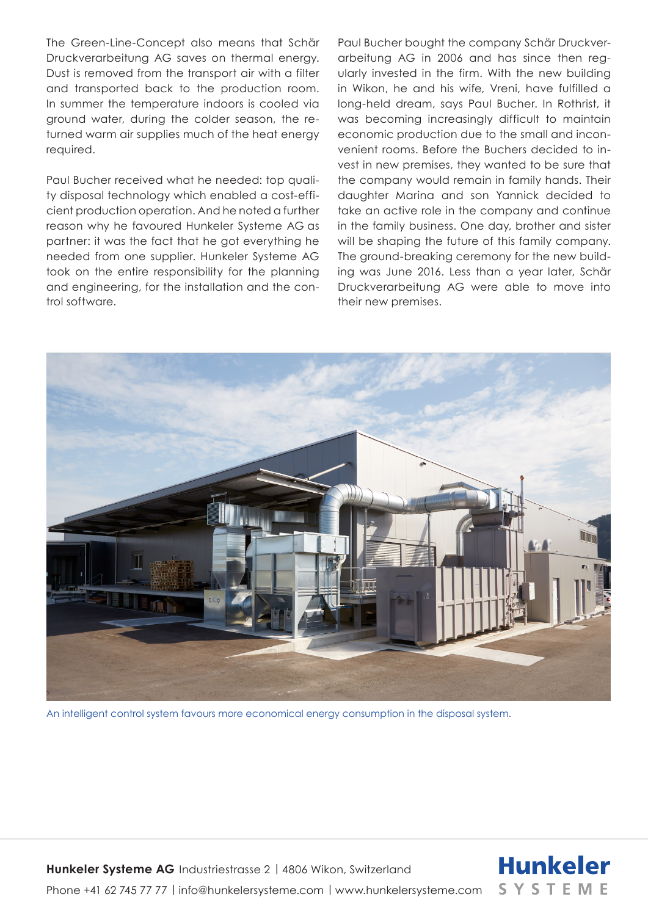The Green-Line-Concept also means that Schär Druckverarbeitung AG saves on thermal energy. Dust is removed from the transport air with a filter and transported back to the production room. In summer the temperature indoors is cooled via ground water, during the colder season, the returned warm air supplies much of the heat energy required.

Paul Bucher received what he needed: top quality disposal technology which enabled a cost-efficient production operation. And he noted a further reason why he favoured Hunkeler Systeme AG as partner: it was the fact that he got everything he needed from one supplier. Hunkeler Systeme AG took on the entire responsibility for the planning and engineering, for the installation and the control software.

Paul Bucher bought the company Schär Druckverarbeitung AG in 2006 and has since then regularly invested in the firm. With the new building in Wikon, he and his wife, Vreni, have fulfilled a long-held dream, says Paul Bucher. In Rothrist, it was becoming increasingly difficult to maintain economic production due to the small and inconvenient rooms. Before the Buchers decided to invest in new premises, they wanted to be sure that the company would remain in family hands. Their daughter Marina and son Yannick decided to take an active role in the company and continue in the family business. One day, brother and sister will be shaping the future of this family company. The ground-breaking ceremony for the new building was June 2016. Less than a year later, Schär Druckverarbeitung AG were able to move into their new premises.

An intelligent control system favours more economical energy consumption in the disposal system.

**Hunkeler Systeme AG** Industriestrasse 2 | 4806 Wikon, Switzerland
Phone +41 62 745 77 77 | info@hunkelersysteme.com | www.hunkelersysteme.com